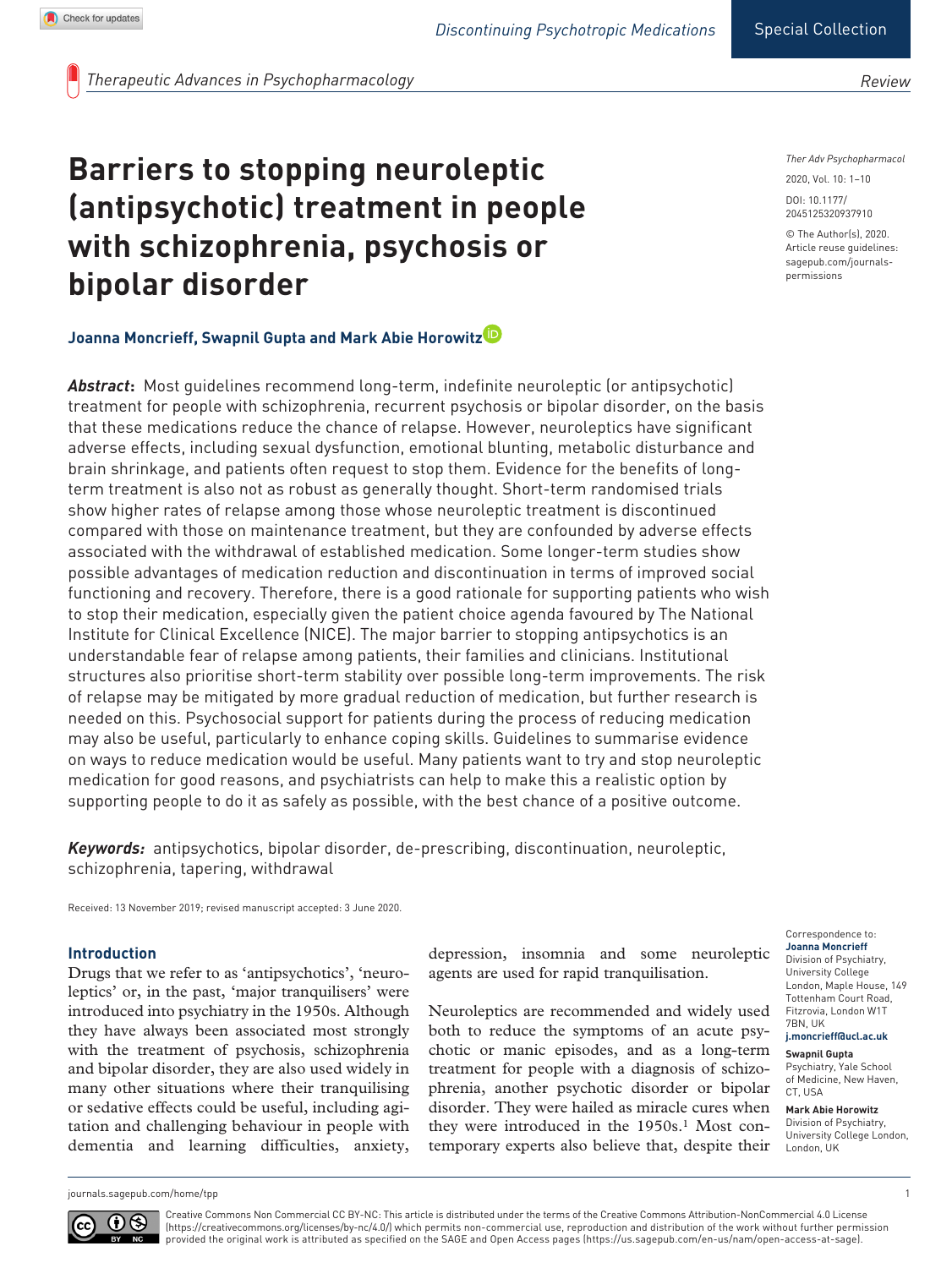# Barriers to stopping neuroleptic (antipsychotic) treatment in people with schizophrenia, psychosis or bipolar disorder

**Joanna Moncrieff, Swapnil Gupta and Mark Abie Horowitz**

***Abstract*:** Most guidelines recommend long-term, indefinite neuroleptic (or antipsychotic) treatment for people with schizophrenia, recurrent psychosis or bipolar disorder, on the basis that these medications reduce the chance of relapse. However, neuroleptics have significant adverse effects, including sexual dysfunction, emotional blunting, metabolic disturbance and brain shrinkage, and patients often request to stop them. Evidence for the benefits of long-term treatment is also not as robust as generally thought. Short-term randomised trials show higher rates of relapse among those whose neuroleptic treatment is discontinued compared with those on maintenance treatment, but they are confounded by adverse effects associated with the withdrawal of established medication. Some longer-term studies show possible advantages of medication reduction and discontinuation in terms of improved social functioning and recovery. Therefore, there is a good rationale for supporting patients who wish to stop their medication, especially given the patient choice agenda favoured by The National Institute for Clinical Excellence (NICE). The major barrier to stopping antipsychotics is an understandable fear of relapse among patients, their families and clinicians. Institutional structures also prioritise short-term stability over possible long-term improvements. The risk of relapse may be mitigated by more gradual reduction of medication, but further research is needed on this. Psychosocial support for patients during the process of reducing medication may also be useful, particularly to enhance coping skills. Guidelines to summarise evidence on ways to reduce medication would be useful. Many patients want to try and stop neuroleptic medication for good reasons, and psychiatrists can help to make this a realistic option by supporting people to do it as safely as possible, with the best chance of a positive outcome.

***Keywords:*** antipsychotics, bipolar disorder, de-prescribing, discontinuation, neuroleptic, schizophrenia, tapering, withdrawal

Received: 13 November 2019; revised manuscript accepted: 3 June 2020.

Correspondence to: **Joanna Moncrieff** Division of Psychiatry, University College London, Maple House, 149 Tottenham Court Road, Fitzrovia, London W1T 7BN, UK **j.moncrieff@ucl.ac.uk**

**Swapnil Gupta** Psychiatry, Yale School of Medicine, New Haven, CT, USA

**Mark Abie Horowitz** Division of Psychiatry, University College London, London, UK

## Introduction

Drugs that we refer to as 'antipsychotics', 'neuroleptics' or, in the past, 'major tranquilisers' were introduced into psychiatry in the 1950s. Although they have always been associated most strongly with the treatment of psychosis, schizophrenia and bipolar disorder, they are also used widely in many other situations where their tranquilising or sedative effects could be useful, including agitation and challenging behaviour in people with dementia and learning difficulties, anxiety, depression, insomnia and some neuroleptic agents are used for rapid tranquilisation.

Neuroleptics are recommended and widely used both to reduce the symptoms of an acute psychotic or manic episodes, and as a long-term treatment for people with a diagnosis of schizophrenia, another psychotic disorder or bipolar disorder. They were hailed as miracle cures when they were introduced in the 1950s.[1] Most contemporary experts also believe that, despite their

Creative Commons Non Commercial CC BY-NC: This article is distributed under the terms of the Creative Commons Attribution-NonCommercial 4.0 License (https://creativecommons.org/licenses/by-nc/4.0/) which permits non-commercial use, reproduction and distribution of the work without further permission provided the original work is attributed as specified on the SAGE and Open Access pages (https://us.sagepub.com/en-us/nam/open-access-at-sage).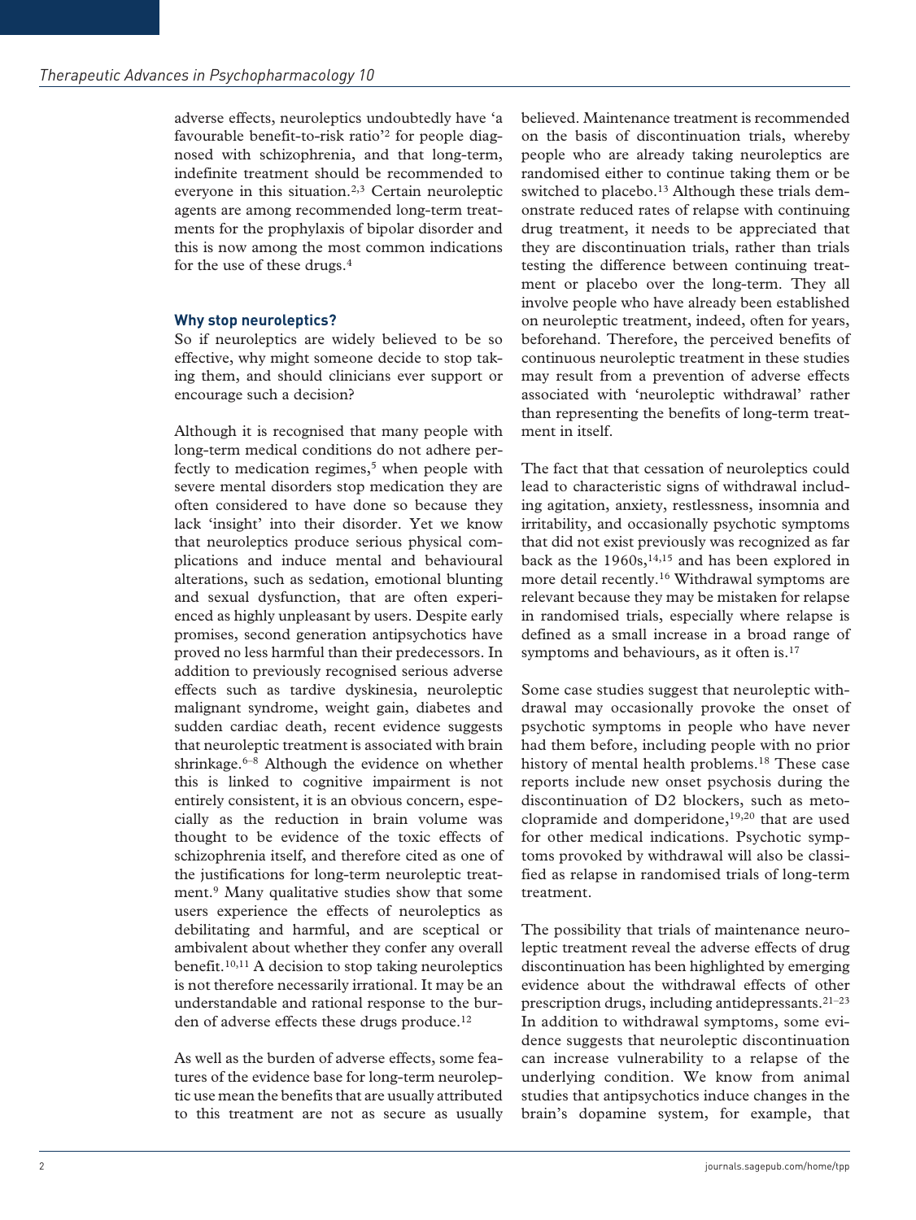adverse effects, neuroleptics undoubtedly have 'a favourable benefit-to-risk ratio'[2] for people diagnosed with schizophrenia, and that long-term, indefinite treatment should be recommended to everyone in this situation.[2,3] Certain neuroleptic agents are among recommended long-term treatments for the prophylaxis of bipolar disorder and this is now among the most common indications for the use of these drugs.[4]

### Why stop neuroleptics?

So if neuroleptics are widely believed to be so effective, why might someone decide to stop taking them, and should clinicians ever support or encourage such a decision?

Although it is recognised that many people with long-term medical conditions do not adhere perfectly to medication regimes,[5] when people with severe mental disorders stop medication they are often considered to have done so because they lack 'insight' into their disorder. Yet we know that neuroleptics produce serious physical complications and induce mental and behavioural alterations, such as sedation, emotional blunting and sexual dysfunction, that are often experienced as highly unpleasant by users. Despite early promises, second generation antipsychotics have proved no less harmful than their predecessors. In addition to previously recognised serious adverse effects such as tardive dyskinesia, neuroleptic malignant syndrome, weight gain, diabetes and sudden cardiac death, recent evidence suggests that neuroleptic treatment is associated with brain shrinkage.[6–8] Although the evidence on whether this is linked to cognitive impairment is not entirely consistent, it is an obvious concern, especially as the reduction in brain volume was thought to be evidence of the toxic effects of schizophrenia itself, and therefore cited as one of the justifications for long-term neuroleptic treatment.[9] Many qualitative studies show that some users experience the effects of neuroleptics as debilitating and harmful, and are sceptical or ambivalent about whether they confer any overall benefit.[10,11] A decision to stop taking neuroleptics is not therefore necessarily irrational. It may be an understandable and rational response to the burden of adverse effects these drugs produce.[12]

As well as the burden of adverse effects, some features of the evidence base for long-term neuroleptic use mean the benefits that are usually attributed to this treatment are not as secure as usually believed. Maintenance treatment is recommended on the basis of discontinuation trials, whereby people who are already taking neuroleptics are randomised either to continue taking them or be switched to placebo.[13] Although these trials demonstrate reduced rates of relapse with continuing drug treatment, it needs to be appreciated that they are discontinuation trials, rather than trials testing the difference between continuing treatment or placebo over the long-term. They all involve people who have already been established on neuroleptic treatment, indeed, often for years, beforehand. Therefore, the perceived benefits of continuous neuroleptic treatment in these studies may result from a prevention of adverse effects associated with 'neuroleptic withdrawal' rather than representing the benefits of long-term treatment in itself.

The fact that that cessation of neuroleptics could lead to characteristic signs of withdrawal including agitation, anxiety, restlessness, insomnia and irritability, and occasionally psychotic symptoms that did not exist previously was recognized as far back as the 1960s,[14,15] and has been explored in more detail recently.[16] Withdrawal symptoms are relevant because they may be mistaken for relapse in randomised trials, especially where relapse is defined as a small increase in a broad range of symptoms and behaviours, as it often is.[17]

Some case studies suggest that neuroleptic withdrawal may occasionally provoke the onset of psychotic symptoms in people who have never had them before, including people with no prior history of mental health problems.[18] These case reports include new onset psychosis during the discontinuation of D2 blockers, such as metoclopramide and domperidone,[19,20] that are used for other medical indications. Psychotic symptoms provoked by withdrawal will also be classified as relapse in randomised trials of long-term treatment.

The possibility that trials of maintenance neuroleptic treatment reveal the adverse effects of drug discontinuation has been highlighted by emerging evidence about the withdrawal effects of other prescription drugs, including antidepressants.[21–23] In addition to withdrawal symptoms, some evidence suggests that neuroleptic discontinuation can increase vulnerability to a relapse of the underlying condition. We know from animal studies that antipsychotics induce changes in the brain's dopamine system, for example, that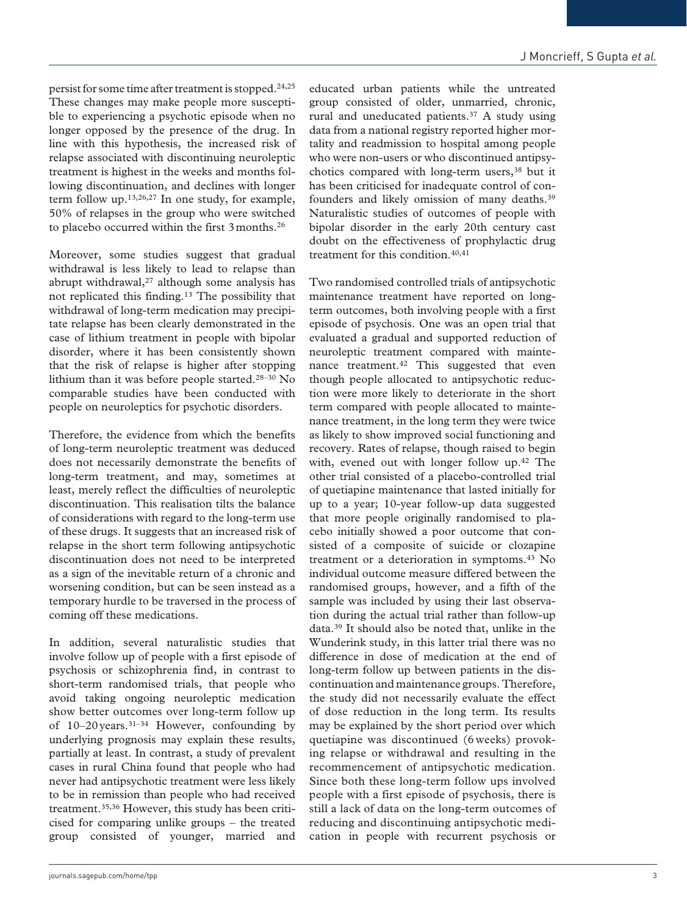persist for some time after treatment is stopped.[24,25] These changes may make people more susceptible to experiencing a psychotic episode when no longer opposed by the presence of the drug. In line with this hypothesis, the increased risk of relapse associated with discontinuing neuroleptic treatment is highest in the weeks and months following discontinuation, and declines with longer term follow up.[13,26,27] In one study, for example, 50% of relapses in the group who were switched to placebo occurred within the first 3 months.[26]

Moreover, some studies suggest that gradual withdrawal is less likely to lead to relapse than abrupt withdrawal,[27] although some analysis has not replicated this finding.[13] The possibility that withdrawal of long-term medication may precipitate relapse has been clearly demonstrated in the case of lithium treatment in people with bipolar disorder, where it has been consistently shown that the risk of relapse is higher after stopping lithium than it was before people started.[28–30] No comparable studies have been conducted with people on neuroleptics for psychotic disorders.

Therefore, the evidence from which the benefits of long-term neuroleptic treatment was deduced does not necessarily demonstrate the benefits of long-term treatment, and may, sometimes at least, merely reflect the difficulties of neuroleptic discontinuation. This realisation tilts the balance of considerations with regard to the long-term use of these drugs. It suggests that an increased risk of relapse in the short term following antipsychotic discontinuation does not need to be interpreted as a sign of the inevitable return of a chronic and worsening condition, but can be seen instead as a temporary hurdle to be traversed in the process of coming off these medications.

In addition, several naturalistic studies that involve follow up of people with a first episode of psychosis or schizophrenia find, in contrast to short-term randomised trials, that people who avoid taking ongoing neuroleptic medication show better outcomes over long-term follow up of 10–20 years.[31–34] However, confounding by underlying prognosis may explain these results, partially at least. In contrast, a study of prevalent cases in rural China found that people who had never had antipsychotic treatment were less likely to be in remission than people who had received treatment.[35,36] However, this study has been criticised for comparing unlike groups – the treated group consisted of younger, married and educated urban patients while the untreated group consisted of older, unmarried, chronic, rural and uneducated patients.[37] A study using data from a national registry reported higher mortality and readmission to hospital among people who were non-users or who discontinued antipsychotics compared with long-term users,[38] but it has been criticised for inadequate control of confounders and likely omission of many deaths.[39] Naturalistic studies of outcomes of people with bipolar disorder in the early 20th century cast doubt on the effectiveness of prophylactic drug treatment for this condition.[40,41]

Two randomised controlled trials of antipsychotic maintenance treatment have reported on long-term outcomes, both involving people with a first episode of psychosis. One was an open trial that evaluated a gradual and supported reduction of neuroleptic treatment compared with maintenance treatment.[42] This suggested that even though people allocated to antipsychotic reduction were more likely to deteriorate in the short term compared with people allocated to maintenance treatment, in the long term they were twice as likely to show improved social functioning and recovery. Rates of relapse, though raised to begin with, evened out with longer follow up.[42] The other trial consisted of a placebo-controlled trial of quetiapine maintenance that lasted initially for up to a year; 10-year follow-up data suggested that more people originally randomised to placebo initially showed a poor outcome that consisted of a composite of suicide or clozapine treatment or a deterioration in symptoms.[43] No individual outcome measure differed between the randomised groups, however, and a fifth of the sample was included by using their last observation during the actual trial rather than follow-up data.[39] It should also be noted that, unlike in the Wunderink study, in this latter trial there was no difference in dose of medication at the end of long-term follow up between patients in the discontinuation and maintenance groups. Therefore, the study did not necessarily evaluate the effect of dose reduction in the long term. Its results may be explained by the short period over which quetiapine was discontinued (6 weeks) provoking relapse or withdrawal and resulting in the recommencement of antipsychotic medication. Since both these long-term follow ups involved people with a first episode of psychosis, there is still a lack of data on the long-term outcomes of reducing and discontinuing antipsychotic medication in people with recurrent psychosis or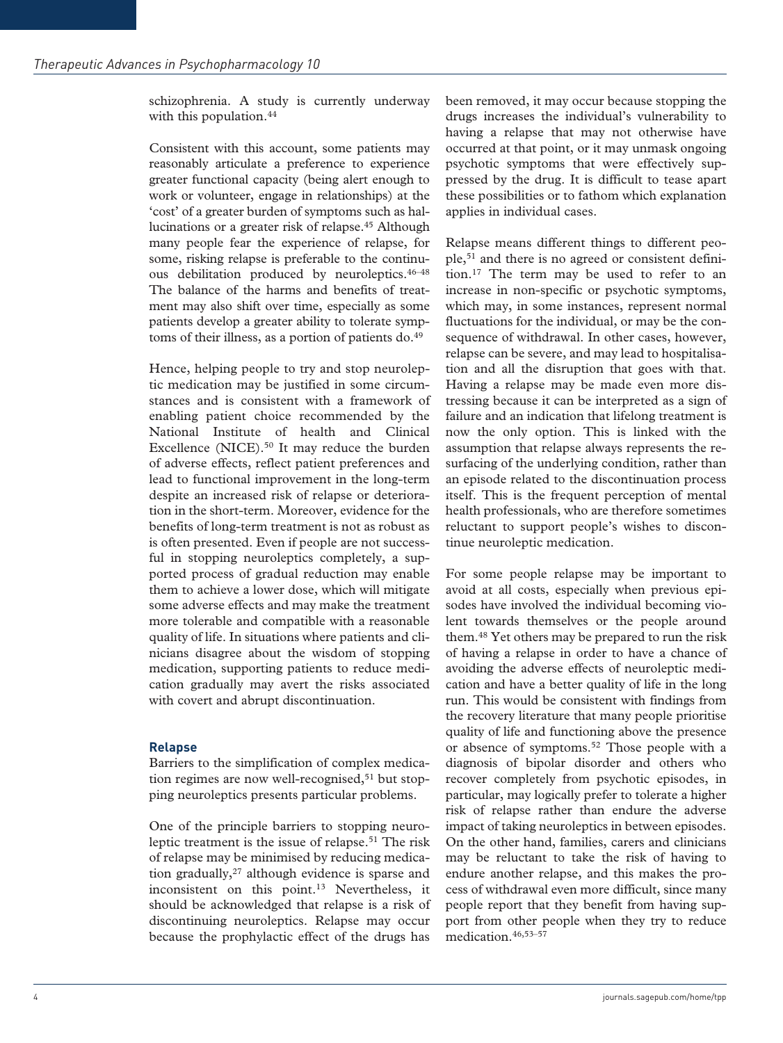schizophrenia. A study is currently underway with this population.[44]

Consistent with this account, some patients may reasonably articulate a preference to experience greater functional capacity (being alert enough to work or volunteer, engage in relationships) at the 'cost' of a greater burden of symptoms such as hallucinations or a greater risk of relapse.[45] Although many people fear the experience of relapse, for some, risking relapse is preferable to the continuous debilitation produced by neuroleptics.[46–48] The balance of the harms and benefits of treatment may also shift over time, especially as some patients develop a greater ability to tolerate symptoms of their illness, as a portion of patients do.[49]

Hence, helping people to try and stop neuroleptic medication may be justified in some circumstances and is consistent with a framework of enabling patient choice recommended by the National Institute of health and Clinical Excellence (NICE).[50] It may reduce the burden of adverse effects, reflect patient preferences and lead to functional improvement in the long-term despite an increased risk of relapse or deterioration in the short-term. Moreover, evidence for the benefits of long-term treatment is not as robust as is often presented. Even if people are not successful in stopping neuroleptics completely, a supported process of gradual reduction may enable them to achieve a lower dose, which will mitigate some adverse effects and may make the treatment more tolerable and compatible with a reasonable quality of life. In situations where patients and clinicians disagree about the wisdom of stopping medication, supporting patients to reduce medication gradually may avert the risks associated with covert and abrupt discontinuation.

## Relapse

Barriers to the simplification of complex medication regimes are now well-recognised,[51] but stopping neuroleptics presents particular problems.

One of the principle barriers to stopping neuroleptic treatment is the issue of relapse.[51] The risk of relapse may be minimised by reducing medication gradually,[27] although evidence is sparse and inconsistent on this point.[13] Nevertheless, it should be acknowledged that relapse is a risk of discontinuing neuroleptics. Relapse may occur because the prophylactic effect of the drugs has been removed, it may occur because stopping the drugs increases the individual's vulnerability to having a relapse that may not otherwise have occurred at that point, or it may unmask ongoing psychotic symptoms that were effectively suppressed by the drug. It is difficult to tease apart these possibilities or to fathom which explanation applies in individual cases.

Relapse means different things to different people,[51] and there is no agreed or consistent definition.[17] The term may be used to refer to an increase in non-specific or psychotic symptoms, which may, in some instances, represent normal fluctuations for the individual, or may be the consequence of withdrawal. In other cases, however, relapse can be severe, and may lead to hospitalisation and all the disruption that goes with that. Having a relapse may be made even more distressing because it can be interpreted as a sign of failure and an indication that lifelong treatment is now the only option. This is linked with the assumption that relapse always represents the resurfacing of the underlying condition, rather than an episode related to the discontinuation process itself. This is the frequent perception of mental health professionals, who are therefore sometimes reluctant to support people's wishes to discontinue neuroleptic medication.

For some people relapse may be important to avoid at all costs, especially when previous episodes have involved the individual becoming violent towards themselves or the people around them.[48] Yet others may be prepared to run the risk of having a relapse in order to have a chance of avoiding the adverse effects of neuroleptic medication and have a better quality of life in the long run. This would be consistent with findings from the recovery literature that many people prioritise quality of life and functioning above the presence or absence of symptoms.[52] Those people with a diagnosis of bipolar disorder and others who recover completely from psychotic episodes, in particular, may logically prefer to tolerate a higher risk of relapse rather than endure the adverse impact of taking neuroleptics in between episodes. On the other hand, families, carers and clinicians may be reluctant to take the risk of having to endure another relapse, and this makes the process of withdrawal even more difficult, since many people report that they benefit from having support from other people when they try to reduce medication.[46,53–57]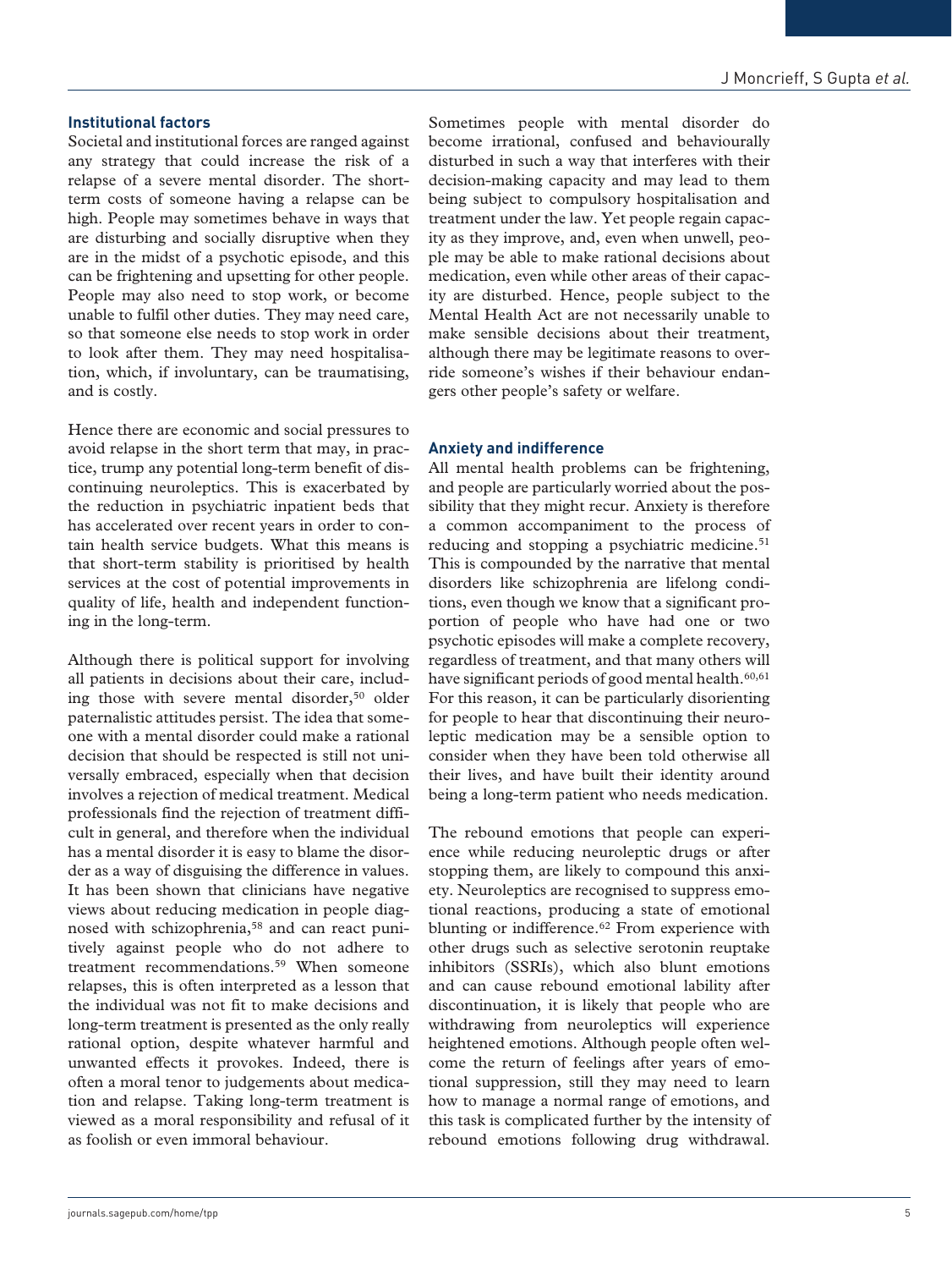### Institutional factors

Societal and institutional forces are ranged against any strategy that could increase the risk of a relapse of a severe mental disorder. The short-term costs of someone having a relapse can be high. People may sometimes behave in ways that are disturbing and socially disruptive when they are in the midst of a psychotic episode, and this can be frightening and upsetting for other people. People may also need to stop work, or become unable to fulfil other duties. They may need care, so that someone else needs to stop work in order to look after them. They may need hospitalisation, which, if involuntary, can be traumatising, and is costly.

Hence there are economic and social pressures to avoid relapse in the short term that may, in practice, trump any potential long-term benefit of discontinuing neuroleptics. This is exacerbated by the reduction in psychiatric inpatient beds that has accelerated over recent years in order to contain health service budgets. What this means is that short-term stability is prioritised by health services at the cost of potential improvements in quality of life, health and independent functioning in the long-term.

Although there is political support for involving all patients in decisions about their care, including those with severe mental disorder,[50] older paternalistic attitudes persist. The idea that someone with a mental disorder could make a rational decision that should be respected is still not universally embraced, especially when that decision involves a rejection of medical treatment. Medical professionals find the rejection of treatment difficult in general, and therefore when the individual has a mental disorder it is easy to blame the disorder as a way of disguising the difference in values. It has been shown that clinicians have negative views about reducing medication in people diagnosed with schizophrenia,[58] and can react punitively against people who do not adhere to treatment recommendations.[59] When someone relapses, this is often interpreted as a lesson that the individual was not fit to make decisions and long-term treatment is presented as the only really rational option, despite whatever harmful and unwanted effects it provokes. Indeed, there is often a moral tenor to judgements about medication and relapse. Taking long-term treatment is viewed as a moral responsibility and refusal of it as foolish or even immoral behaviour.

Sometimes people with mental disorder do become irrational, confused and behaviourally disturbed in such a way that interferes with their decision-making capacity and may lead to them being subject to compulsory hospitalisation and treatment under the law. Yet people regain capacity as they improve, and, even when unwell, people may be able to make rational decisions about medication, even while other areas of their capacity are disturbed. Hence, people subject to the Mental Health Act are not necessarily unable to make sensible decisions about their treatment, although there may be legitimate reasons to override someone's wishes if their behaviour endangers other people's safety or welfare.

### Anxiety and indifference

All mental health problems can be frightening, and people are particularly worried about the possibility that they might recur. Anxiety is therefore a common accompaniment to the process of reducing and stopping a psychiatric medicine.[51] This is compounded by the narrative that mental disorders like schizophrenia are lifelong conditions, even though we know that a significant proportion of people who have had one or two psychotic episodes will make a complete recovery, regardless of treatment, and that many others will have significant periods of good mental health.[60,61] For this reason, it can be particularly disorienting for people to hear that discontinuing their neuroleptic medication may be a sensible option to consider when they have been told otherwise all their lives, and have built their identity around being a long-term patient who needs medication.

The rebound emotions that people can experience while reducing neuroleptic drugs or after stopping them, are likely to compound this anxiety. Neuroleptics are recognised to suppress emotional reactions, producing a state of emotional blunting or indifference.[62] From experience with other drugs such as selective serotonin reuptake inhibitors (SSRIs), which also blunt emotions and can cause rebound emotional lability after discontinuation, it is likely that people who are withdrawing from neuroleptics will experience heightened emotions. Although people often welcome the return of feelings after years of emotional suppression, still they may need to learn how to manage a normal range of emotions, and this task is complicated further by the intensity of rebound emotions following drug withdrawal.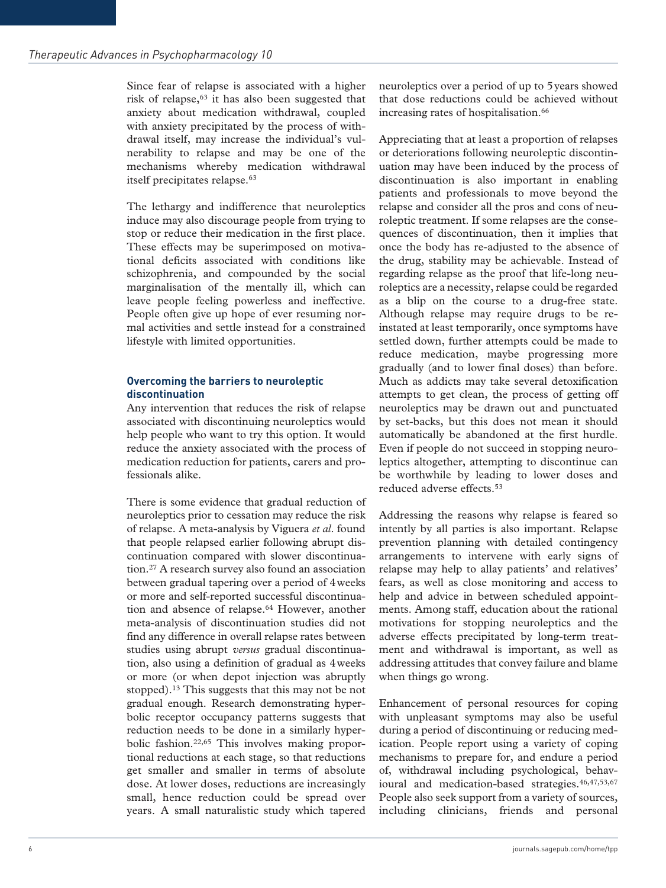Since fear of relapse is associated with a higher risk of relapse,[63] it has also been suggested that anxiety about medication withdrawal, coupled with anxiety precipitated by the process of withdrawal itself, may increase the individual's vulnerability to relapse and may be one of the mechanisms whereby medication withdrawal itself precipitates relapse.[63]

The lethargy and indifference that neuroleptics induce may also discourage people from trying to stop or reduce their medication in the first place. These effects may be superimposed on motivational deficits associated with conditions like schizophrenia, and compounded by the social marginalisation of the mentally ill, which can leave people feeling powerless and ineffective. People often give up hope of ever resuming normal activities and settle instead for a constrained lifestyle with limited opportunities.

### Overcoming the barriers to neuroleptic discontinuation

Any intervention that reduces the risk of relapse associated with discontinuing neuroleptics would help people who want to try this option. It would reduce the anxiety associated with the process of medication reduction for patients, carers and professionals alike.

There is some evidence that gradual reduction of neuroleptics prior to cessation may reduce the risk of relapse. A meta-analysis by Viguera *et al*. found that people relapsed earlier following abrupt discontinuation compared with slower discontinuation.[27] A research survey also found an association between gradual tapering over a period of 4 weeks or more and self-reported successful discontinuation and absence of relapse.[64] However, another meta-analysis of discontinuation studies did not find any difference in overall relapse rates between studies using abrupt *versus* gradual discontinuation, also using a definition of gradual as 4 weeks or more (or when depot injection was abruptly stopped).[13] This suggests that this may be not be not gradual enough. Research demonstrating hyperbolic receptor occupancy patterns suggests that reduction needs to be done in a similarly hyperbolic fashion.[22,65] This involves making proportional reductions at each stage, so that reductions get smaller and smaller in terms of absolute dose. At lower doses, reductions are increasingly small, hence reduction could be spread over years. A small naturalistic study which tapered neuroleptics over a period of up to 5 years showed that dose reductions could be achieved without increasing rates of hospitalisation.[66]

Appreciating that at least a proportion of relapses or deteriorations following neuroleptic discontinuation may have been induced by the process of discontinuation is also important in enabling patients and professionals to move beyond the relapse and consider all the pros and cons of neuroleptic treatment. If some relapses are the consequences of discontinuation, then it implies that once the body has re-adjusted to the absence of the drug, stability may be achievable. Instead of regarding relapse as the proof that life-long neuroleptics are a necessity, relapse could be regarded as a blip on the course to a drug-free state. Although relapse may require drugs to be re-instated at least temporarily, once symptoms have settled down, further attempts could be made to reduce medication, maybe progressing more gradually (and to lower final doses) than before. Much as addicts may take several detoxification attempts to get clean, the process of getting off neuroleptics may be drawn out and punctuated by set-backs, but this does not mean it should automatically be abandoned at the first hurdle. Even if people do not succeed in stopping neuroleptics altogether, attempting to discontinue can be worthwhile by leading to lower doses and reduced adverse effects.[53]

Addressing the reasons why relapse is feared so intently by all parties is also important. Relapse prevention planning with detailed contingency arrangements to intervene with early signs of relapse may help to allay patients' and relatives' fears, as well as close monitoring and access to help and advice in between scheduled appointments. Among staff, education about the rational motivations for stopping neuroleptics and the adverse effects precipitated by long-term treatment and withdrawal is important, as well as addressing attitudes that convey failure and blame when things go wrong.

Enhancement of personal resources for coping with unpleasant symptoms may also be useful during a period of discontinuing or reducing medication. People report using a variety of coping mechanisms to prepare for, and endure a period of, withdrawal including psychological, behavioural and medication-based strategies.[46,47,53,67] People also seek support from a variety of sources, including clinicians, friends and personal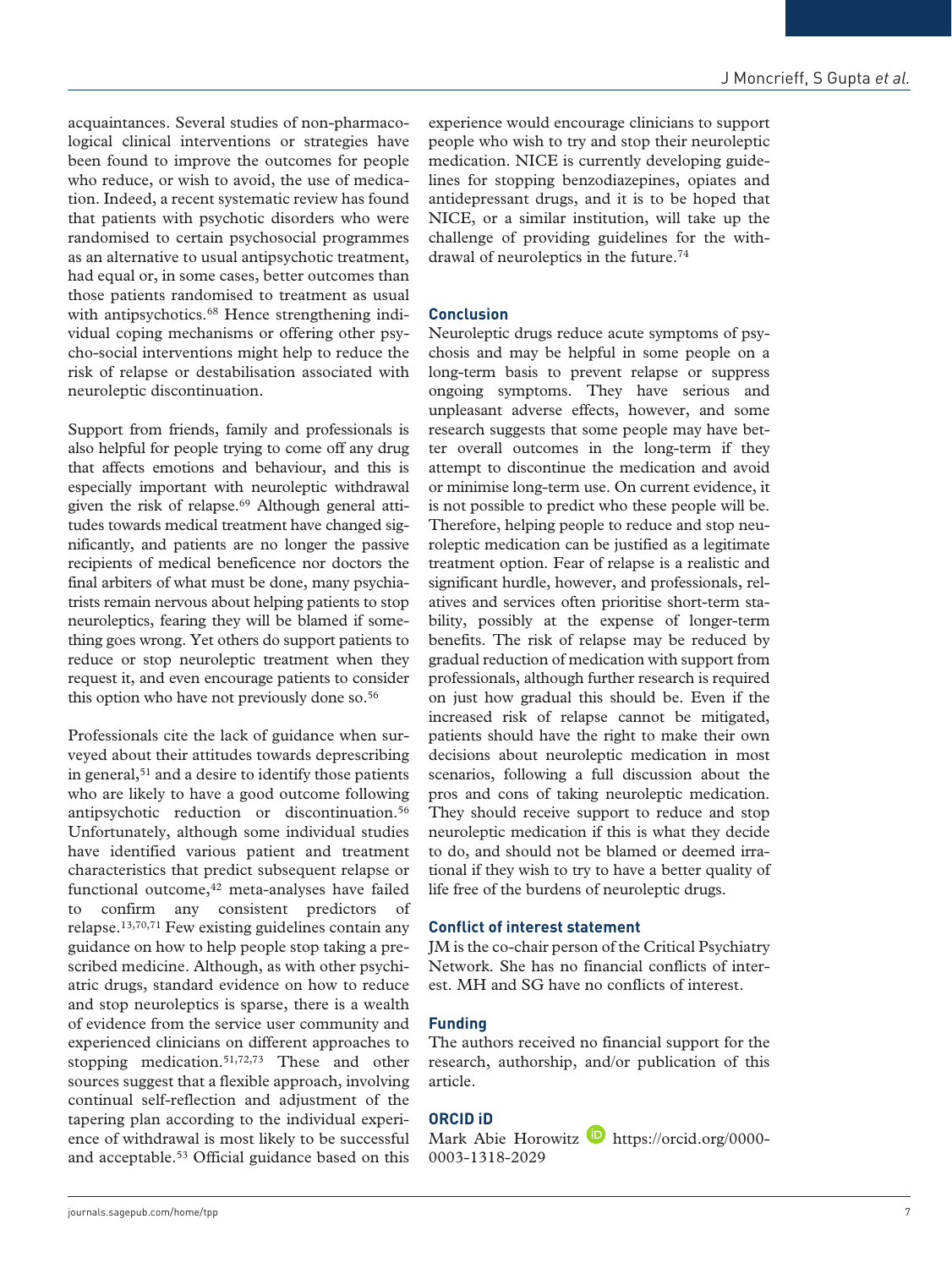acquaintances. Several studies of non-pharmacological clinical interventions or strategies have been found to improve the outcomes for people who reduce, or wish to avoid, the use of medication. Indeed, a recent systematic review has found that patients with psychotic disorders who were randomised to certain psychosocial programmes as an alternative to usual antipsychotic treatment, had equal or, in some cases, better outcomes than those patients randomised to treatment as usual with antipsychotics.[68] Hence strengthening individual coping mechanisms or offering other psycho-social interventions might help to reduce the risk of relapse or destabilisation associated with neuroleptic discontinuation.

Support from friends, family and professionals is also helpful for people trying to come off any drug that affects emotions and behaviour, and this is especially important with neuroleptic withdrawal given the risk of relapse.[69] Although general attitudes towards medical treatment have changed significantly, and patients are no longer the passive recipients of medical beneficence nor doctors the final arbiters of what must be done, many psychiatrists remain nervous about helping patients to stop neuroleptics, fearing they will be blamed if something goes wrong. Yet others do support patients to reduce or stop neuroleptic treatment when they request it, and even encourage patients to consider this option who have not previously done so.[56]

Professionals cite the lack of guidance when surveyed about their attitudes towards deprescribing in general,[51] and a desire to identify those patients who are likely to have a good outcome following antipsychotic reduction or discontinuation.[56] Unfortunately, although some individual studies have identified various patient and treatment characteristics that predict subsequent relapse or functional outcome,[42] meta-analyses have failed to confirm any consistent predictors of relapse.[13,70,71] Few existing guidelines contain any guidance on how to help people stop taking a prescribed medicine. Although, as with other psychiatric drugs, standard evidence on how to reduce and stop neuroleptics is sparse, there is a wealth of evidence from the service user community and experienced clinicians on different approaches to stopping medication.[51,72,73] These and other sources suggest that a flexible approach, involving continual self-reflection and adjustment of the tapering plan according to the individual experience of withdrawal is most likely to be successful and acceptable.[53] Official guidance based on this experience would encourage clinicians to support people who wish to try and stop their neuroleptic medication. NICE is currently developing guidelines for stopping benzodiazepines, opiates and antidepressant drugs, and it is to be hoped that NICE, or a similar institution, will take up the challenge of providing guidelines for the withdrawal of neuroleptics in the future.[74]

## Conclusion

Neuroleptic drugs reduce acute symptoms of psychosis and may be helpful in some people on a long-term basis to prevent relapse or suppress ongoing symptoms. They have serious and unpleasant adverse effects, however, and some research suggests that some people may have better overall outcomes in the long-term if they attempt to discontinue the medication and avoid or minimise long-term use. On current evidence, it is not possible to predict who these people will be. Therefore, helping people to reduce and stop neuroleptic medication can be justified as a legitimate treatment option. Fear of relapse is a realistic and significant hurdle, however, and professionals, relatives and services often prioritise short-term stability, possibly at the expense of longer-term benefits. The risk of relapse may be reduced by gradual reduction of medication with support from professionals, although further research is required on just how gradual this should be. Even if the increased risk of relapse cannot be mitigated, patients should have the right to make their own decisions about neuroleptic medication in most scenarios, following a full discussion about the pros and cons of taking neuroleptic medication. They should receive support to reduce and stop neuroleptic medication if this is what they decide to do, and should not be blamed or deemed irrational if they wish to try to have a better quality of life free of the burdens of neuroleptic drugs.

## Conflict of interest statement

JM is the co-chair person of the Critical Psychiatry Network. She has no financial conflicts of interest. MH and SG have no conflicts of interest.

## Funding

The authors received no financial support for the research, authorship, and/or publication of this article.

## ORCID iD

Mark Abie Horowitz https://orcid.org/0000-0003-1318-2029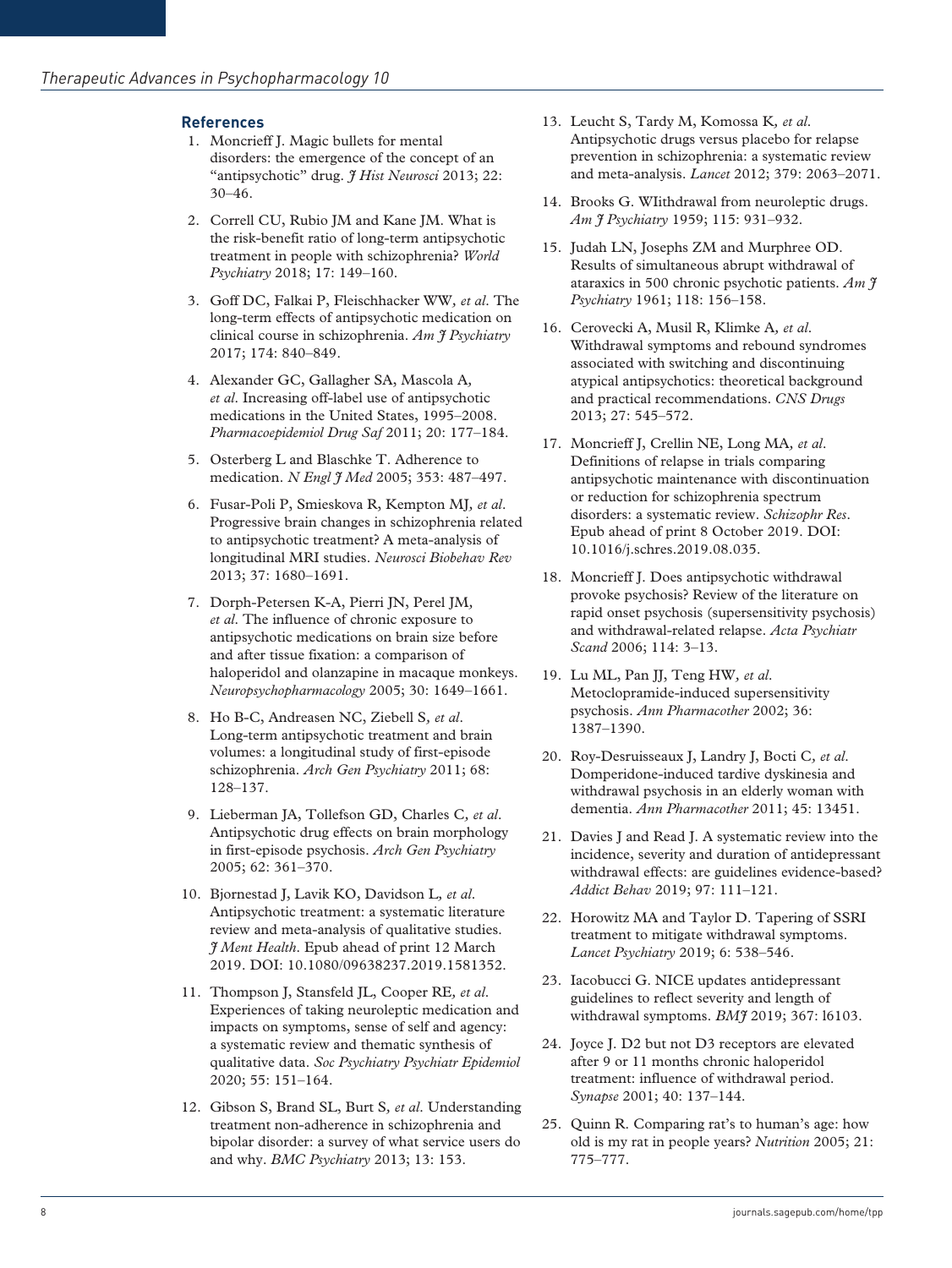## References

1. Moncrieff J. Magic bullets for mental disorders: the emergence of the concept of an "antipsychotic" drug. *J Hist Neurosci* 2013; 22: 30–46.
2. Correll CU, Rubio JM and Kane JM. What is the risk-benefit ratio of long-term antipsychotic treatment in people with schizophrenia? *World Psychiatry* 2018; 17: 149–160.
3. Goff DC, Falkai P, Fleischhacker WW, *et al.* The long-term effects of antipsychotic medication on clinical course in schizophrenia. *Am J Psychiatry* 2017; 174: 840–849.
4. Alexander GC, Gallagher SA, Mascola A, *et al.* Increasing off-label use of antipsychotic medications in the United States, 1995–2008. *Pharmacoepidemiol Drug Saf* 2011; 20: 177–184.
5. Osterberg L and Blaschke T. Adherence to medication. *N Engl J Med* 2005; 353: 487–497.
6. Fusar-Poli P, Smieskova R, Kempton MJ, *et al.* Progressive brain changes in schizophrenia related to antipsychotic treatment? A meta-analysis of longitudinal MRI studies. *Neurosci Biobehav Rev* 2013; 37: 1680–1691.
7. Dorph-Petersen K-A, Pierri JN, Perel JM, *et al.* The influence of chronic exposure to antipsychotic medications on brain size before and after tissue fixation: a comparison of haloperidol and olanzapine in macaque monkeys. *Neuropsychopharmacology* 2005; 30: 1649–1661.
8. Ho B-C, Andreasen NC, Ziebell S, *et al.* Long-term antipsychotic treatment and brain volumes: a longitudinal study of first-episode schizophrenia. *Arch Gen Psychiatry* 2011; 68: 128–137.
9. Lieberman JA, Tollefson GD, Charles C, *et al.* Antipsychotic drug effects on brain morphology in first-episode psychosis. *Arch Gen Psychiatry* 2005; 62: 361–370.
10. Bjornestad J, Lavik KO, Davidson L, *et al.* Antipsychotic treatment: a systematic literature review and meta-analysis of qualitative studies. *J Ment Health*. Epub ahead of print 12 March 2019. DOI: 10.1080/09638237.2019.1581352.
11. Thompson J, Stansfeld JL, Cooper RE, *et al.* Experiences of taking neuroleptic medication and impacts on symptoms, sense of self and agency: a systematic review and thematic synthesis of qualitative data. *Soc Psychiatry Psychiatr Epidemiol* 2020; 55: 151–164.
12. Gibson S, Brand SL, Burt S, *et al.* Understanding treatment non-adherence in schizophrenia and bipolar disorder: a survey of what service users do and why. *BMC Psychiatry* 2013; 13: 153.
13. Leucht S, Tardy M, Komossa K, *et al.* Antipsychotic drugs versus placebo for relapse prevention in schizophrenia: a systematic review and meta-analysis. *Lancet* 2012; 379: 2063–2071.
14. Brooks G. WIithdrawal from neuroleptic drugs. *Am J Psychiatry* 1959; 115: 931–932.
15. Judah LN, Josephs ZM and Murphree OD. Results of simultaneous abrupt withdrawal of ataraxics in 500 chronic psychotic patients. *Am J Psychiatry* 1961; 118: 156–158.
16. Cerovecki A, Musil R, Klimke A, *et al.* Withdrawal symptoms and rebound syndromes associated with switching and discontinuing atypical antipsychotics: theoretical background and practical recommendations. *CNS Drugs* 2013; 27: 545–572.
17. Moncrieff J, Crellin NE, Long MA, *et al.* Definitions of relapse in trials comparing antipsychotic maintenance with discontinuation or reduction for schizophrenia spectrum disorders: a systematic review. *Schizophr Res*. Epub ahead of print 8 October 2019. DOI: 10.1016/j.schres.2019.08.035.
18. Moncrieff J. Does antipsychotic withdrawal provoke psychosis? Review of the literature on rapid onset psychosis (supersensitivity psychosis) and withdrawal-related relapse. *Acta Psychiatr Scand* 2006; 114: 3–13.
19. Lu ML, Pan JJ, Teng HW, *et al.* Metoclopramide-induced supersensitivity psychosis. *Ann Pharmacother* 2002; 36: 1387–1390.
20. Roy-Desruisseaux J, Landry J, Bocti C, *et al.* Domperidone-induced tardive dyskinesia and withdrawal psychosis in an elderly woman with dementia. *Ann Pharmacother* 2011; 45: 13451.
21. Davies J and Read J. A systematic review into the incidence, severity and duration of antidepressant withdrawal effects: are guidelines evidence-based? *Addict Behav* 2019; 97: 111–121.
22. Horowitz MA and Taylor D. Tapering of SSRI treatment to mitigate withdrawal symptoms. *Lancet Psychiatry* 2019; 6: 538–546.
23. Iacobucci G. NICE updates antidepressant guidelines to reflect severity and length of withdrawal symptoms. *BMJ* 2019; 367: l6103.
24. Joyce J. D2 but not D3 receptors are elevated after 9 or 11 months chronic haloperidol treatment: influence of withdrawal period. *Synapse* 2001; 40: 137–144.
25. Quinn R. Comparing rat's to human's age: how old is my rat in people years? *Nutrition* 2005; 21: 775–777.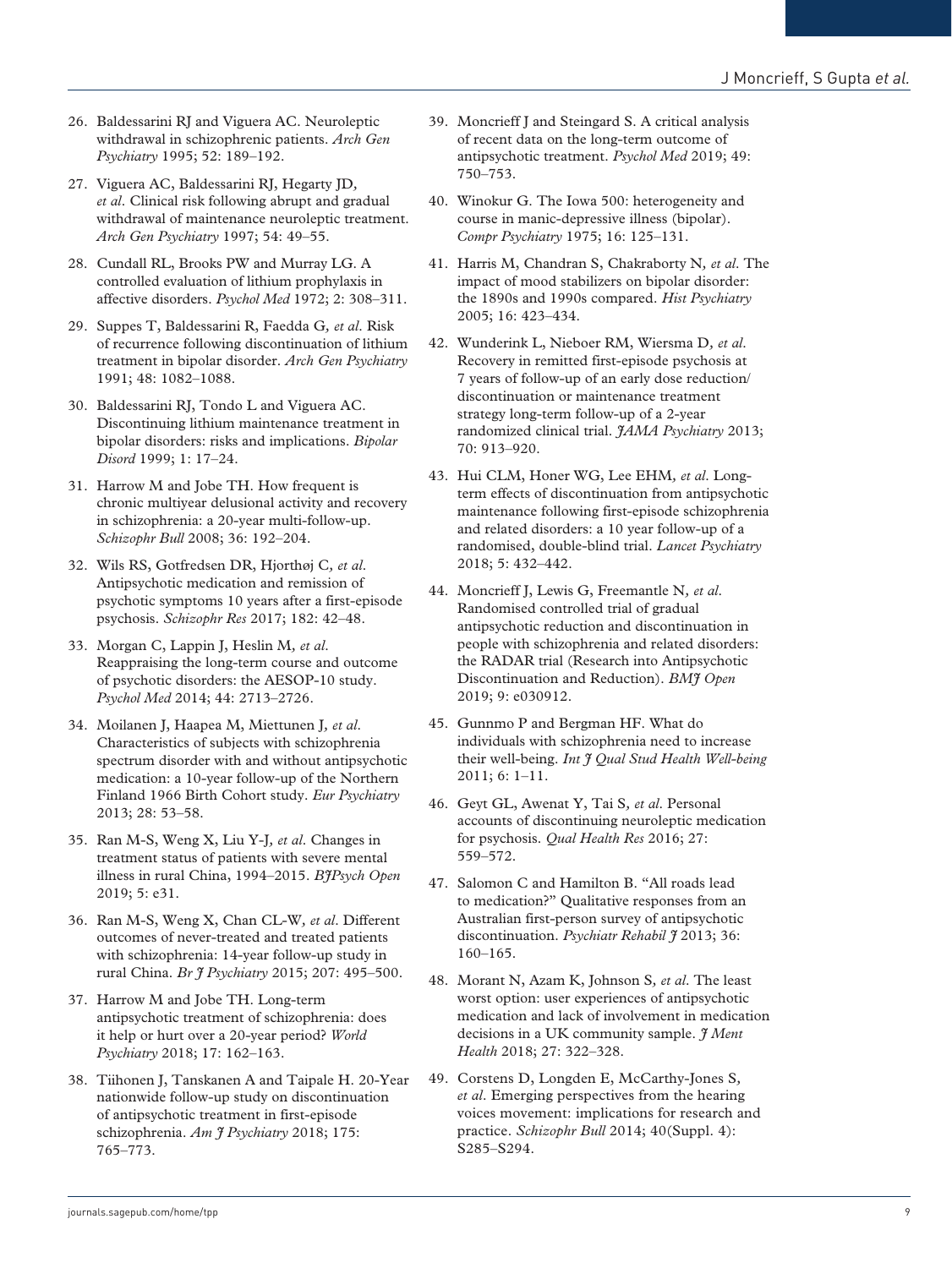26. Baldessarini RJ and Viguera AC. Neuroleptic withdrawal in schizophrenic patients. *Arch Gen Psychiatry* 1995; 52: 189–192.
27. Viguera AC, Baldessarini RJ, Hegarty JD, *et al*. Clinical risk following abrupt and gradual withdrawal of maintenance neuroleptic treatment. *Arch Gen Psychiatry* 1997; 54: 49–55.
28. Cundall RL, Brooks PW and Murray LG. A controlled evaluation of lithium prophylaxis in affective disorders. *Psychol Med* 1972; 2: 308–311.
29. Suppes T, Baldessarini R, Faedda G, *et al*. Risk of recurrence following discontinuation of lithium treatment in bipolar disorder. *Arch Gen Psychiatry* 1991; 48: 1082–1088.
30. Baldessarini RJ, Tondo L and Viguera AC. Discontinuing lithium maintenance treatment in bipolar disorders: risks and implications. *Bipolar Disord* 1999; 1: 17–24.
31. Harrow M and Jobe TH. How frequent is chronic multiyear delusional activity and recovery in schizophrenia: a 20-year multi-follow-up. *Schizophr Bull* 2008; 36: 192–204.
32. Wils RS, Gotfredsen DR, Hjorthøj C, *et al*. Antipsychotic medication and remission of psychotic symptoms 10 years after a first-episode psychosis. *Schizophr Res* 2017; 182: 42–48.
33. Morgan C, Lappin J, Heslin M, *et al*. Reappraising the long-term course and outcome of psychotic disorders: the AESOP-10 study. *Psychol Med* 2014; 44: 2713–2726.
34. Moilanen J, Haapea M, Miettunen J, *et al*. Characteristics of subjects with schizophrenia spectrum disorder with and without antipsychotic medication: a 10-year follow-up of the Northern Finland 1966 Birth Cohort study. *Eur Psychiatry* 2013; 28: 53–58.
35. Ran M-S, Weng X, Liu Y-J, *et al*. Changes in treatment status of patients with severe mental illness in rural China, 1994–2015. *BJPsych Open* 2019; 5: e31.
36. Ran M-S, Weng X, Chan CL-W, *et al*. Different outcomes of never-treated and treated patients with schizophrenia: 14-year follow-up study in rural China. *Br J Psychiatry* 2015; 207: 495–500.
37. Harrow M and Jobe TH. Long-term antipsychotic treatment of schizophrenia: does it help or hurt over a 20-year period? *World Psychiatry* 2018; 17: 162–163.
38. Tiihonen J, Tanskanen A and Taipale H. 20-Year nationwide follow-up study on discontinuation of antipsychotic treatment in first-episode schizophrenia. *Am J Psychiatry* 2018; 175: 765–773.
39. Moncrieff J and Steingard S. A critical analysis of recent data on the long-term outcome of antipsychotic treatment. *Psychol Med* 2019; 49: 750–753.
40. Winokur G. The Iowa 500: heterogeneity and course in manic-depressive illness (bipolar). *Compr Psychiatry* 1975; 16: 125–131.
41. Harris M, Chandran S, Chakraborty N, *et al*. The impact of mood stabilizers on bipolar disorder: the 1890s and 1990s compared. *Hist Psychiatry* 2005; 16: 423–434.
42. Wunderink L, Nieboer RM, Wiersma D, *et al*. Recovery in remitted first-episode psychosis at 7 years of follow-up of an early dose reduction/discontinuation or maintenance treatment strategy long-term follow-up of a 2-year randomized clinical trial. *JAMA Psychiatry* 2013; 70: 913–920.
43. Hui CLM, Honer WG, Lee EHM, *et al*. Long-term effects of discontinuation from antipsychotic maintenance following first-episode schizophrenia and related disorders: a 10 year follow-up of a randomised, double-blind trial. *Lancet Psychiatry* 2018; 5: 432–442.
44. Moncrieff J, Lewis G, Freemantle N, *et al*. Randomised controlled trial of gradual antipsychotic reduction and discontinuation in people with schizophrenia and related disorders: the RADAR trial (Research into Antipsychotic Discontinuation and Reduction). *BMJ Open* 2019; 9: e030912.
45. Gunnmo P and Bergman HF. What do individuals with schizophrenia need to increase their well-being. *Int J Qual Stud Health Well-being* 2011; 6: 1–11.
46. Geyt GL, Awenat Y, Tai S, *et al*. Personal accounts of discontinuing neuroleptic medication for psychosis. *Qual Health Res* 2016; 27: 559–572.
47. Salomon C and Hamilton B. "All roads lead to medication?" Qualitative responses from an Australian first-person survey of antipsychotic discontinuation. *Psychiatr Rehabil J* 2013; 36: 160–165.
48. Morant N, Azam K, Johnson S, *et al*. The least worst option: user experiences of antipsychotic medication and lack of involvement in medication decisions in a UK community sample. *J Ment Health* 2018; 27: 322–328.
49. Corstens D, Longden E, McCarthy-Jones S, *et al*. Emerging perspectives from the hearing voices movement: implications for research and practice. *Schizophr Bull* 2014; 40(Suppl. 4): S285–S294.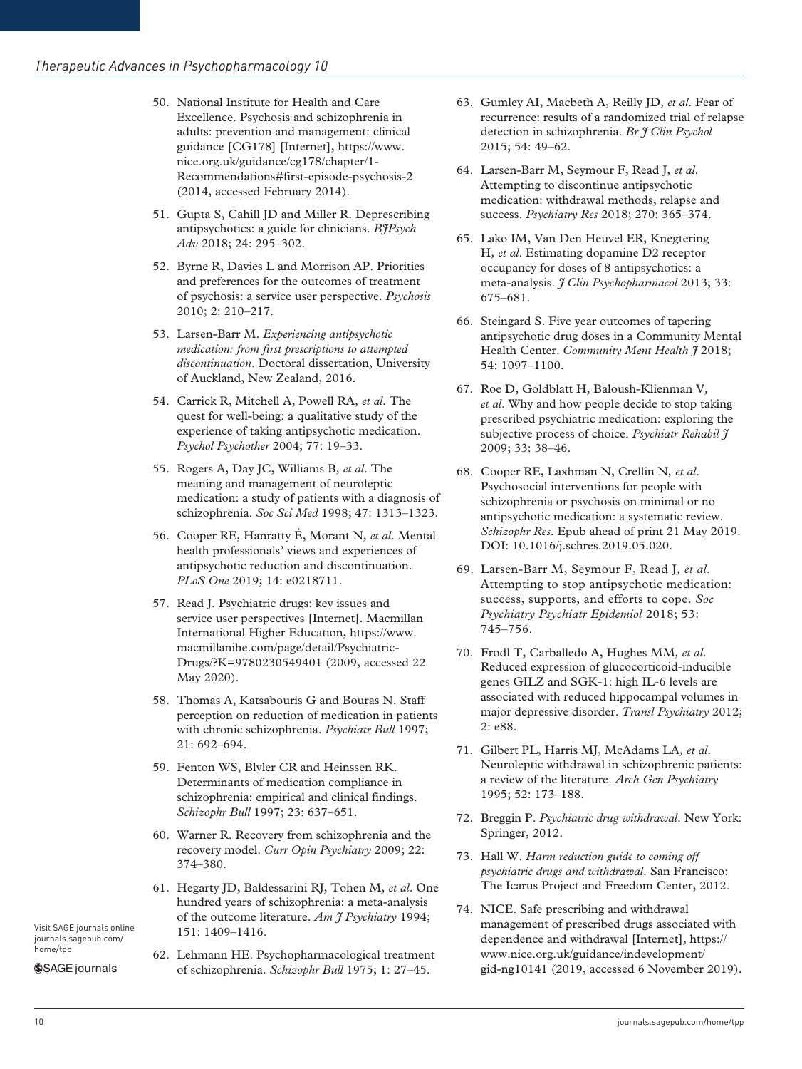50. National Institute for Health and Care Excellence. Psychosis and schizophrenia in adults: prevention and management: clinical guidance [CG178] [Internet], https://www.nice.org.uk/guidance/cg178/chapter/1-Recommendations#first-episode-psychosis-2 (2014, accessed February 2014).

51. Gupta S, Cahill JD and Miller R. Deprescribing antipsychotics: a guide for clinicians. *BJPsych Adv* 2018; 24: 295–302.

52. Byrne R, Davies L and Morrison AP. Priorities and preferences for the outcomes of treatment of psychosis: a service user perspective. *Psychosis* 2010; 2: 210–217.

53. Larsen-Barr M. *Experiencing antipsychotic medication: from first prescriptions to attempted discontinuation*. Doctoral dissertation, University of Auckland, New Zealand, 2016.

54. Carrick R, Mitchell A, Powell RA*, et al*. The quest for well-being: a qualitative study of the experience of taking antipsychotic medication. *Psychol Psychother* 2004; 77: 19–33.

55. Rogers A, Day JC, Williams B*, et al*. The meaning and management of neuroleptic medication: a study of patients with a diagnosis of schizophrenia. *Soc Sci Med* 1998; 47: 1313–1323.

56. Cooper RE, Hanratty É, Morant N*, et al*. Mental health professionals' views and experiences of antipsychotic reduction and discontinuation. *PLoS One* 2019; 14: e0218711.

57. Read J. Psychiatric drugs: key issues and service user perspectives [Internet]. Macmillan International Higher Education, https://www.macmillanihe.com/page/detail/Psychiatric-Drugs/?K=9780230549401 (2009, accessed 22 May 2020).

58. Thomas A, Katsabouris G and Bouras N. Staff perception on reduction of medication in patients with chronic schizophrenia. *Psychiatr Bull* 1997; 21: 692–694.

59. Fenton WS, Blyler CR and Heinssen RK. Determinants of medication compliance in schizophrenia: empirical and clinical findings. *Schizophr Bull* 1997; 23: 637–651.

60. Warner R. Recovery from schizophrenia and the recovery model. *Curr Opin Psychiatry* 2009; 22: 374–380.

61. Hegarty JD, Baldessarini RJ, Tohen M*, et al*. One hundred years of schizophrenia: a meta-analysis of the outcome literature. *Am J Psychiatry* 1994; 151: 1409–1416.

62. Lehmann HE. Psychopharmacological treatment of schizophrenia. *Schizophr Bull* 1975; 1: 27–45.

63. Gumley AI, Macbeth A, Reilly JD*, et al*. Fear of recurrence: results of a randomized trial of relapse detection in schizophrenia. *Br J Clin Psychol* 2015; 54: 49–62.

64. Larsen-Barr M, Seymour F, Read J*, et al*. Attempting to discontinue antipsychotic medication: withdrawal methods, relapse and success. *Psychiatry Res* 2018; 270: 365–374.

65. Lako IM, Van Den Heuvel ER, Knegtering H*, et al*. Estimating dopamine D2 receptor occupancy for doses of 8 antipsychotics: a meta-analysis. *J Clin Psychopharmacol* 2013; 33: 675–681.

66. Steingard S. Five year outcomes of tapering antipsychotic drug doses in a Community Mental Health Center. *Community Ment Health J* 2018; 54: 1097–1100.

67. Roe D, Goldblatt H, Baloush-Klienman V*, et al*. Why and how people decide to stop taking prescribed psychiatric medication: exploring the subjective process of choice. *Psychiatr Rehabil J* 2009; 33: 38–46.

68. Cooper RE, Laxhman N, Crellin N*, et al*. Psychosocial interventions for people with schizophrenia or psychosis on minimal or no antipsychotic medication: a systematic review. *Schizophr Res*. Epub ahead of print 21 May 2019. DOI: 10.1016/j.schres.2019.05.020.

69. Larsen-Barr M, Seymour F, Read J*, et al*. Attempting to stop antipsychotic medication: success, supports, and efforts to cope. *Soc Psychiatry Psychiatr Epidemiol* 2018; 53: 745–756.

70. Frodl T, Carballedo A, Hughes MM*, et al*. Reduced expression of glucocorticoid-inducible genes GILZ and SGK-1: high IL-6 levels are associated with reduced hippocampal volumes in major depressive disorder. *Transl Psychiatry* 2012; 2: e88.

71. Gilbert PL, Harris MJ, McAdams LA*, et al*. Neuroleptic withdrawal in schizophrenic patients: a review of the literature. *Arch Gen Psychiatry* 1995; 52: 173–188.

72. Breggin P. *Psychiatric drug withdrawal*. New York: Springer, 2012.

73. Hall W. *Harm reduction guide to coming off psychiatric drugs and withdrawal*. San Francisco: The Icarus Project and Freedom Center, 2012.

74. NICE. Safe prescribing and withdrawal management of prescribed drugs associated with dependence and withdrawal [Internet], https://www.nice.org.uk/guidance/indevelopment/gid-ng10141 (2019, accessed 6 November 2019).

Visit SAGE journals online journals.sagepub.com/home/tpp

SAGE journals